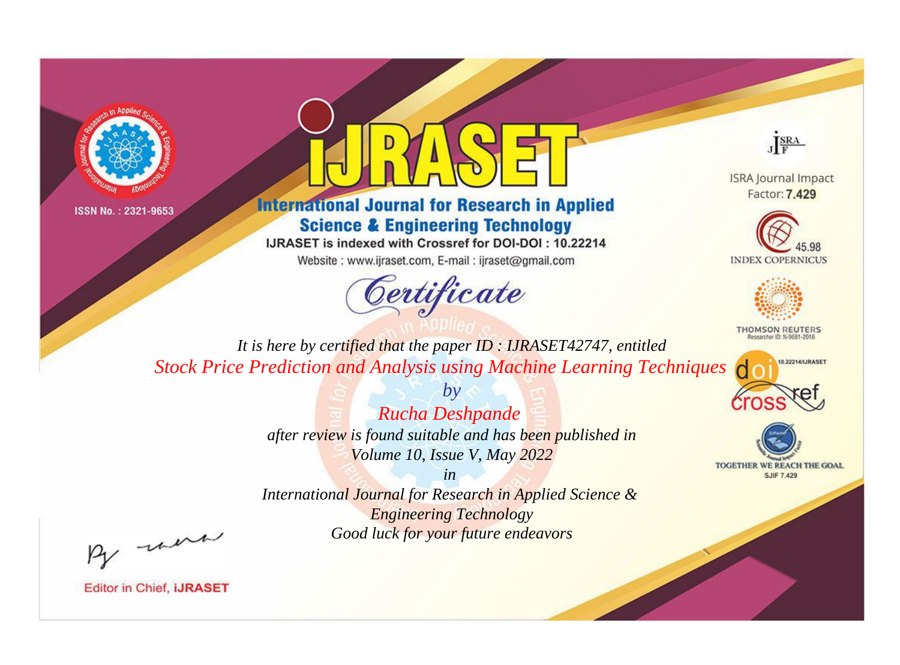ISSN No. : 2321-9653

# iJRASET

## International Journal for Research in Applied Science & Engineering Technology

IJRASET is indexed with Crossref for DOI-DOI : 10.22214

Website : www.ijraset.com, E-mail : ijraset@gmail.com

ISRA Journal Impact Factor: **7.429**

45.98 INDEX COPERNICUS

THOMSON REUTERS Researcher ID: N-9681-2016

10.22214/IJRASET crossref

TOGETHER WE REACH THE GOAL SJIF 7.429

# *Certificate*

*It is here by certified that the paper ID : IJRASET42747, entitled*

*Stock Price Prediction and Analysis using Machine Learning Techniques*

*by*

*Rucha Deshpande*

*after review is found suitable and has been published in*

*Volume 10, Issue V, May 2022*

*in*

*International Journal for Research in Applied Science & Engineering Technology*

*Good luck for your future endeavors*

Editor in Chief, **iJRASET**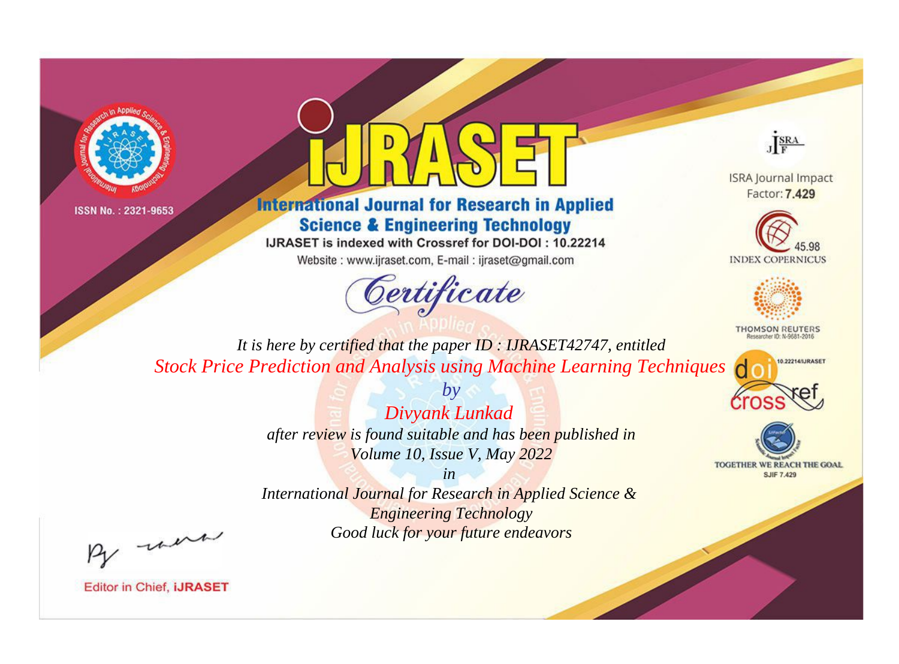ISSN No. : 2321-9653

# iJRASET

## International Journal for Research in Applied Science & Engineering Technology

IJRASET is indexed with Crossref for DOI-DOI : 10.22214

Website : www.ijraset.com, E-mail : ijraset@gmail.com

ISRA Journal Impact Factor: **7.429**

45.98 INDEX COPERNICUS

THOMSON REUTERS Researcher ID: N-9681-2016

10.22214/IJRASET

TOGETHER WE REACH THE GOAL SJIF 7.429

*Certificate*

*It is here by certified that the paper ID : IJRASET42747, entitled*

*Stock Price Prediction and Analysis using Machine Learning Techniques*

*by*

*Divyank Lunkad*

*after review is found suitable and has been published in*

*Volume 10, Issue V, May 2022*

*in*

*International Journal for Research in Applied Science & Engineering Technology*

*Good luck for your future endeavors*

Editor in Chief, **iJRASET**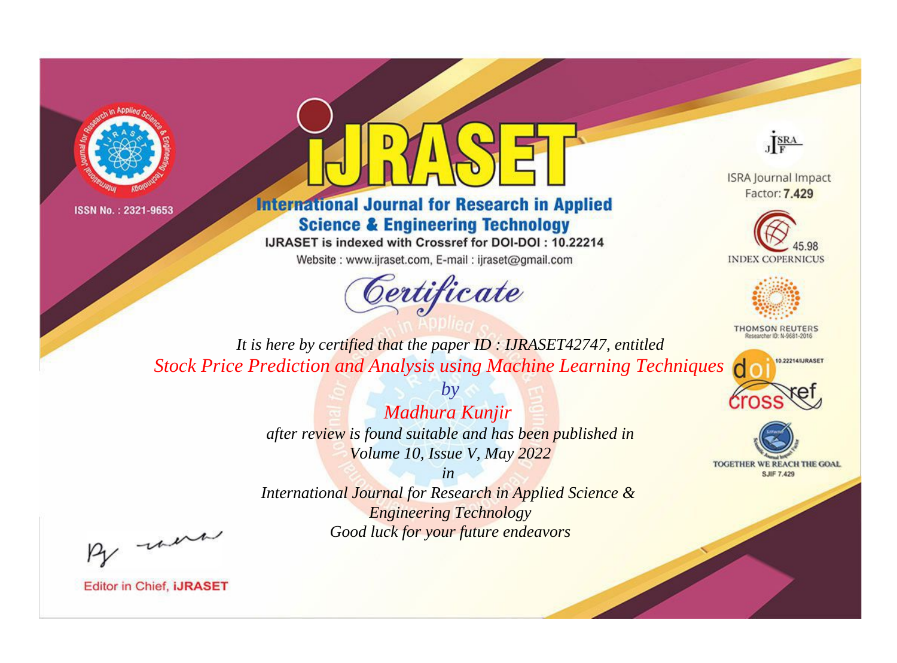ISSN No. : 2321-9653

# iJRASET

## International Journal for Research in Applied Science & Engineering Technology

IJRASET is indexed with Crossref for DOI-DOI : 10.22214

Website : www.ijraset.com, E-mail : ijraset@gmail.com

ISRA Journal Impact Factor: **7.429**

45.98 INDEX COPERNICUS

THOMSON REUTERS Researcher ID: N-9681-2016

10.22214/IJRASET

TOGETHER WE REACH THE GOAL SJIF 7.429

# *Certificate*

*It is here by certified that the paper ID : IJRASET42747, entitled*

*Stock Price Prediction and Analysis using Machine Learning Techniques*

*by*

*Madhura Kunjir*

*after review is found suitable and has been published in*

*Volume 10, Issue V, May 2022*

*in*

*International Journal for Research in Applied Science & Engineering Technology*

*Good luck for your future endeavors*

Editor in Chief, **iJRASET**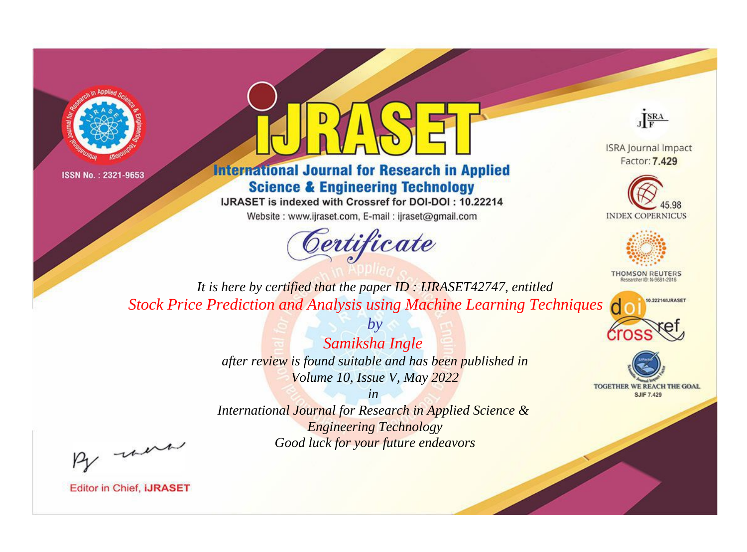ISSN No. : 2321-9653

# iJRASET

## International Journal for Research in Applied Science & Engineering Technology

IJRASET is indexed with Crossref for DOI-DOI : 10.22214

Website : www.ijraset.com, E-mail : ijraset@gmail.com

*Certificate*

*It is here by certified that the paper ID : IJRASET42747, entitled*

*Stock Price Prediction and Analysis using Machine Learning Techniques*

*by*

*Samiksha Ingle*

*after review is found suitable and has been published in*

*Volume 10, Issue V, May 2022*

*in*

*International Journal for Research in Applied Science & Engineering Technology*

*Good luck for your future endeavors*

ISRA Journal Impact Factor: **7.429**

45.98 INDEX COPERNICUS

THOMSON REUTERS Researcher ID: N-9681-2016

10.22214/IJRASET

TOGETHER WE REACH THE GOAL SJIF 7.429

Editor in Chief, **iJRASET**